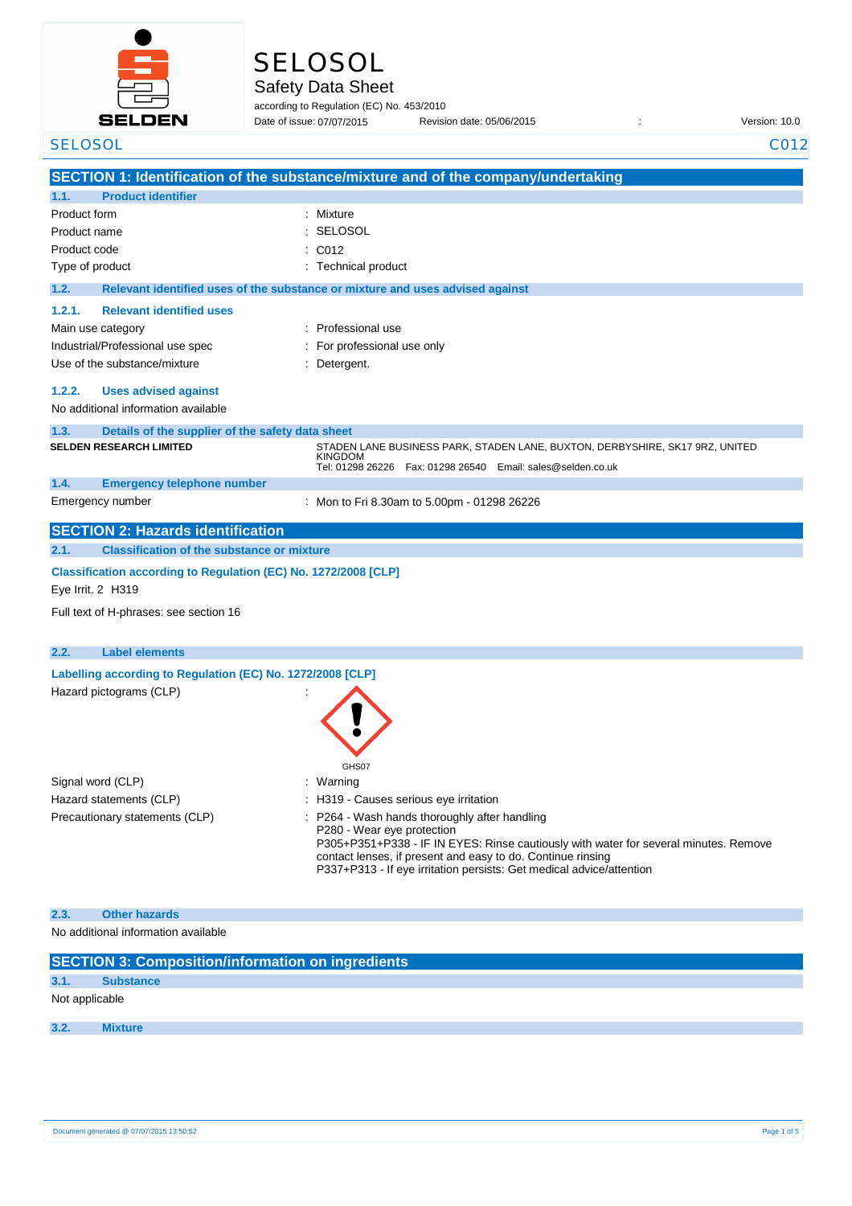# SELOSOL

## Safety Data Sheet

according to Regulation (EC) No. 453/2010

Date of issue: 07/07/2015 Revision date: 05/06/2015 : Version: 10.0

## SECTION 1: Identification of the substance/mixture and of the company/undertaking

### 1.1. Product identifier

| | |
|---|---|
| Product form | : Mixture |
| Product name | : SELOSOL |
| Product code | : C012 |
| Type of product | : Technical product |

### 1.2. Relevant identified uses of the substance or mixture and uses advised against

#### 1.2.1. Relevant identified uses

| | |
|---|---|
| Main use category | : Professional use |
| Industrial/Professional use spec | : For professional use only |
| Use of the substance/mixture | : Detergent. |

#### 1.2.2. Uses advised against

No additional information available

### 1.3. Details of the supplier of the safety data sheet

**SELDEN RESEARCH LIMITED**

STADEN LANE BUSINESS PARK, STADEN LANE, BUXTON, DERBYSHIRE, SK17 9RZ, UNITED KINGDOM
Tel: 01298 26226 Fax: 01298 26540 Email: sales@selden.co.uk

### 1.4. Emergency telephone number

| | |
|---|---|
| Emergency number | : Mon to Fri 8.30am to 5.00pm - 01298 26226 |

## SECTION 2: Hazards identification

### 2.1. Classification of the substance or mixture

**Classification according to Regulation (EC) No. 1272/2008 [CLP]**

Eye Irrit. 2 H319

Full text of H-phrases: see section 16

### 2.2. Label elements

**Labelling according to Regulation (EC) No. 1272/2008 [CLP]**

Hazard pictograms (CLP) :

GHS07

| | |
|---|---|
| Signal word (CLP) | : Warning |
| Hazard statements (CLP) | : H319 - Causes serious eye irritation |
| Precautionary statements (CLP) | : P264 - Wash hands thoroughly after handling<br>P280 - Wear eye protection<br>P305+P351+P338 - IF IN EYES: Rinse cautiously with water for several minutes. Remove contact lenses, if present and easy to do. Continue rinsing<br>P337+P313 - If eye irritation persists: Get medical advice/attention |

### 2.3. Other hazards

No additional information available

## SECTION 3: Composition/information on ingredients

### 3.1. Substance

Not applicable

### 3.2. Mixture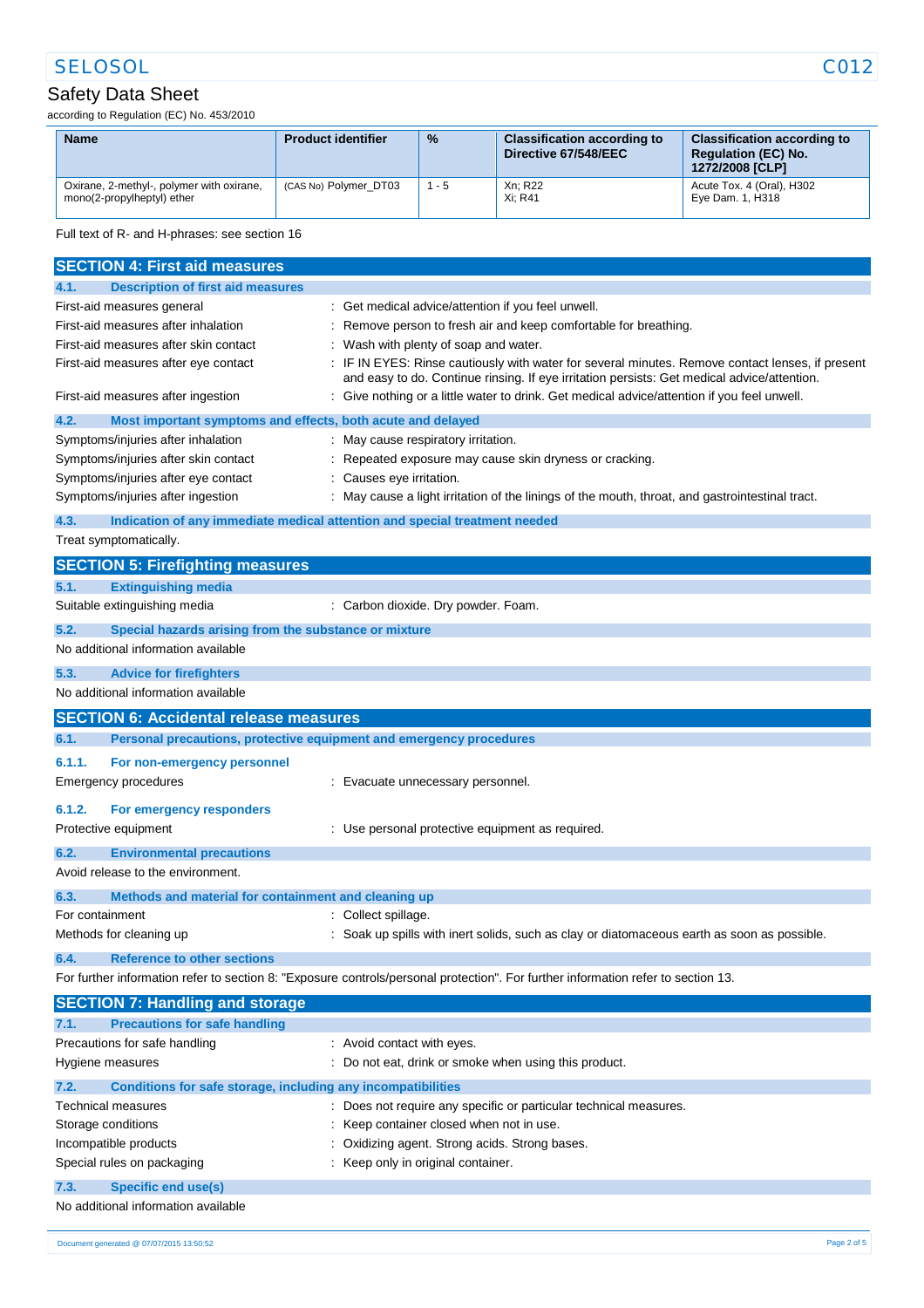| Name | Product identifier | % | Classification according to Directive 67/548/EEC | Classification according to Regulation (EC) No. 1272/2008 [CLP] |
|---|---|---|---|---|
| Oxirane, 2-methyl-, polymer with oxirane, mono(2-propylheptyl) ether | (CAS No) Polymer_DT03 | 1 - 5 | Xn; R22<br>Xi; R41 | Acute Tox. 4 (Oral), H302<br>Eye Dam. 1, H318 |

Full text of R- and H-phrases: see section 16

## SECTION 4: First aid measures

### 4.1. Description of first aid measures

First-aid measures general : Get medical advice/attention if you feel unwell.

First-aid measures after inhalation : Remove person to fresh air and keep comfortable for breathing.

First-aid measures after skin contact : Wash with plenty of soap and water.

First-aid measures after eye contact : IF IN EYES: Rinse cautiously with water for several minutes. Remove contact lenses, if present and easy to do. Continue rinsing. If eye irritation persists: Get medical advice/attention.

First-aid measures after ingestion : Give nothing or a little water to drink. Get medical advice/attention if you feel unwell.

### 4.2. Most important symptoms and effects, both acute and delayed

Symptoms/injuries after inhalation : May cause respiratory irritation.

Symptoms/injuries after skin contact : Repeated exposure may cause skin dryness or cracking.

Symptoms/injuries after eye contact : Causes eye irritation.

Symptoms/injuries after ingestion : May cause a light irritation of the linings of the mouth, throat, and gastrointestinal tract.

### 4.3. Indication of any immediate medical attention and special treatment needed

Treat symptomatically.

## SECTION 5: Firefighting measures

### 5.1. Extinguishing media

Suitable extinguishing media : Carbon dioxide. Dry powder. Foam.

### 5.2. Special hazards arising from the substance or mixture

No additional information available

### 5.3. Advice for firefighters

No additional information available

## SECTION 6: Accidental release measures

### 6.1. Personal precautions, protective equipment and emergency procedures

#### 6.1.1. For non-emergency personnel

Emergency procedures : Evacuate unnecessary personnel.

#### 6.1.2. For emergency responders

Protective equipment : Use personal protective equipment as required.

### 6.2. Environmental precautions

Avoid release to the environment.

### 6.3. Methods and material for containment and cleaning up

For containment : Collect spillage.

Methods for cleaning up : Soak up spills with inert solids, such as clay or diatomaceous earth as soon as possible.

### 6.4. Reference to other sections

For further information refer to section 8: "Exposure controls/personal protection". For further information refer to section 13.

## SECTION 7: Handling and storage

### 7.1. Precautions for safe handling

Precautions for safe handling : Avoid contact with eyes.

Hygiene measures : Do not eat, drink or smoke when using this product.

### 7.2. Conditions for safe storage, including any incompatibilities

Technical measures : Does not require any specific or particular technical measures.

Storage conditions : Keep container closed when not in use.

Incompatible products : Oxidizing agent. Strong acids. Strong bases.

Special rules on packaging : Keep only in original container.

### 7.3. Specific end use(s)

No additional information available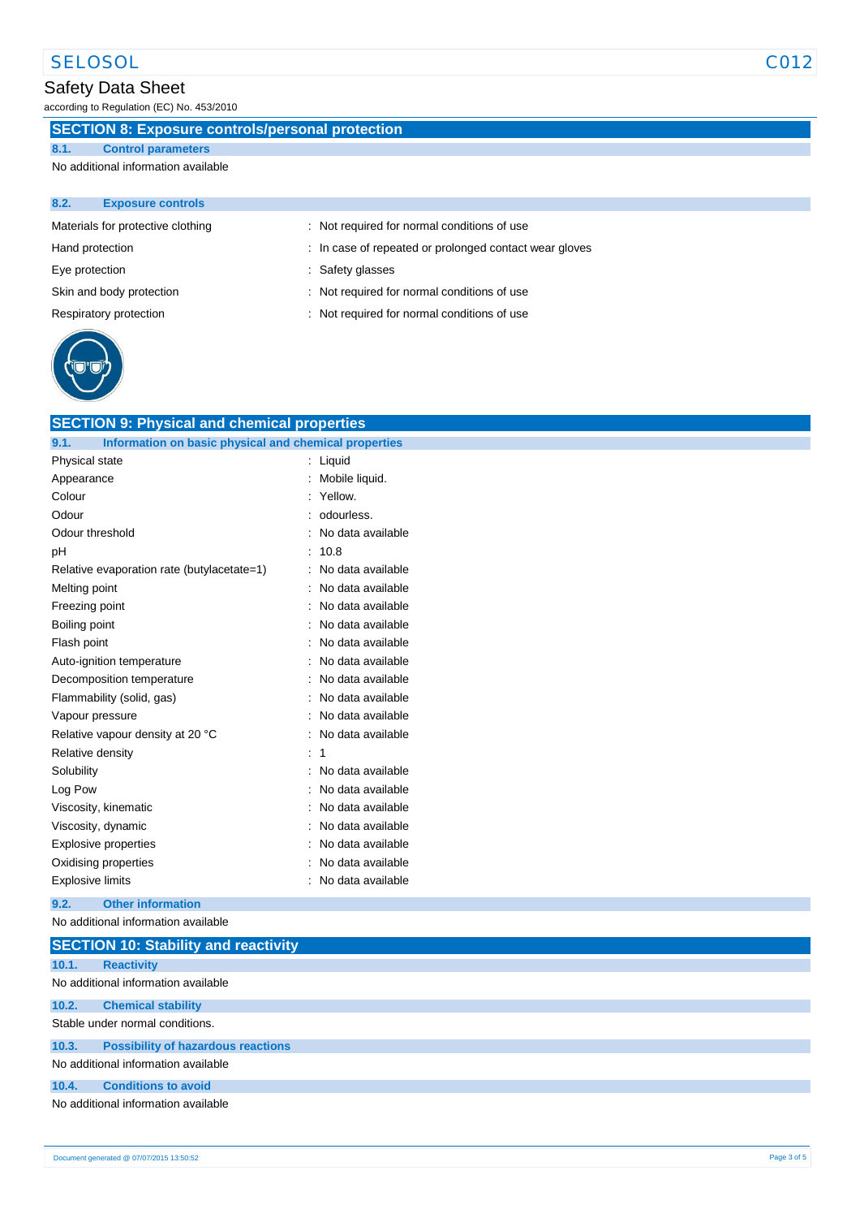## SECTION 8: Exposure controls/personal protection

### 8.1. Control parameters

No additional information available

### 8.2. Exposure controls

| | |
|---|---|
| Materials for protective clothing | : Not required for normal conditions of use |
| Hand protection | : In case of repeated or prolonged contact wear gloves |
| Eye protection | : Safety glasses |
| Skin and body protection | : Not required for normal conditions of use |
| Respiratory protection | : Not required for normal conditions of use |

## SECTION 9: Physical and chemical properties

### 9.1. Information on basic physical and chemical properties

| | |
|---|---|
| Physical state | : Liquid |
| Appearance | : Mobile liquid. |
| Colour | : Yellow. |
| Odour | : odourless. |
| Odour threshold | : No data available |
| pH | : 10.8 |
| Relative evaporation rate (butylacetate=1) | : No data available |
| Melting point | : No data available |
| Freezing point | : No data available |
| Boiling point | : No data available |
| Flash point | : No data available |
| Auto-ignition temperature | : No data available |
| Decomposition temperature | : No data available |
| Flammability (solid, gas) | : No data available |
| Vapour pressure | : No data available |
| Relative vapour density at 20 °C | : No data available |
| Relative density | : 1 |
| Solubility | : No data available |
| Log Pow | : No data available |
| Viscosity, kinematic | : No data available |
| Viscosity, dynamic | : No data available |
| Explosive properties | : No data available |
| Oxidising properties | : No data available |
| Explosive limits | : No data available |

### 9.2. Other information

No additional information available

## SECTION 10: Stability and reactivity

### 10.1. Reactivity

No additional information available

### 10.2. Chemical stability

Stable under normal conditions.

### 10.3. Possibility of hazardous reactions

No additional information available

### 10.4. Conditions to avoid

No additional information available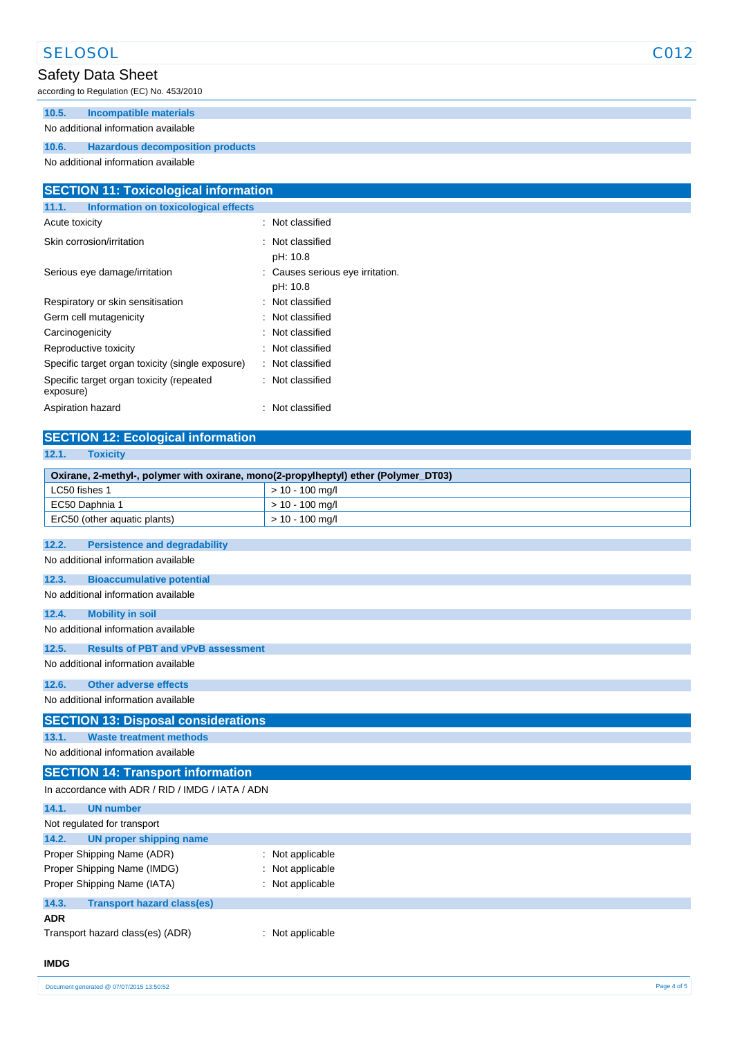#### 10.5. Incompatible materials

No additional information available

#### 10.6. Hazardous decomposition products

No additional information available

## SECTION 11: Toxicological information

#### 11.1. Information on toxicological effects

| | |
|---|---|
| Acute toxicity | : Not classified |
| Skin corrosion/irritation | : Not classified<br>pH: 10.8 |
| Serious eye damage/irritation | : Causes serious eye irritation.<br>pH: 10.8 |
| Respiratory or skin sensitisation | : Not classified |
| Germ cell mutagenicity | : Not classified |
| Carcinogenicity | : Not classified |
| Reproductive toxicity | : Not classified |
| Specific target organ toxicity (single exposure) | : Not classified |
| Specific target organ toxicity (repeated exposure) | : Not classified |
| Aspiration hazard | : Not classified |

## SECTION 12: Ecological information

#### 12.1. Toxicity

| Oxirane, 2-methyl-, polymer with oxirane, mono(2-propylheptyl) ether (Polymer_DT03) | |
|---|---|
| LC50 fishes 1 | > 10 - 100 mg/l |
| EC50 Daphnia 1 | > 10 - 100 mg/l |
| ErC50 (other aquatic plants) | > 10 - 100 mg/l |

#### 12.2. Persistence and degradability

No additional information available

#### 12.3. Bioaccumulative potential

No additional information available

#### 12.4. Mobility in soil

No additional information available

#### 12.5. Results of PBT and vPvB assessment

No additional information available

#### 12.6. Other adverse effects

No additional information available

## SECTION 13: Disposal considerations

#### 13.1. Waste treatment methods

No additional information available

## SECTION 14: Transport information

In accordance with ADR / RID / IMDG / IATA / ADN

#### 14.1. UN number

Not regulated for transport

#### 14.2. UN proper shipping name

| | |
|---|---|
| Proper Shipping Name (ADR) | : Not applicable |
| Proper Shipping Name (IMDG) | : Not applicable |
| Proper Shipping Name (IATA) | : Not applicable |

#### 14.3. Transport hazard class(es)

**ADR**

| | |
|---|---|
| Transport hazard class(es) (ADR) | : Not applicable |

**IMDG**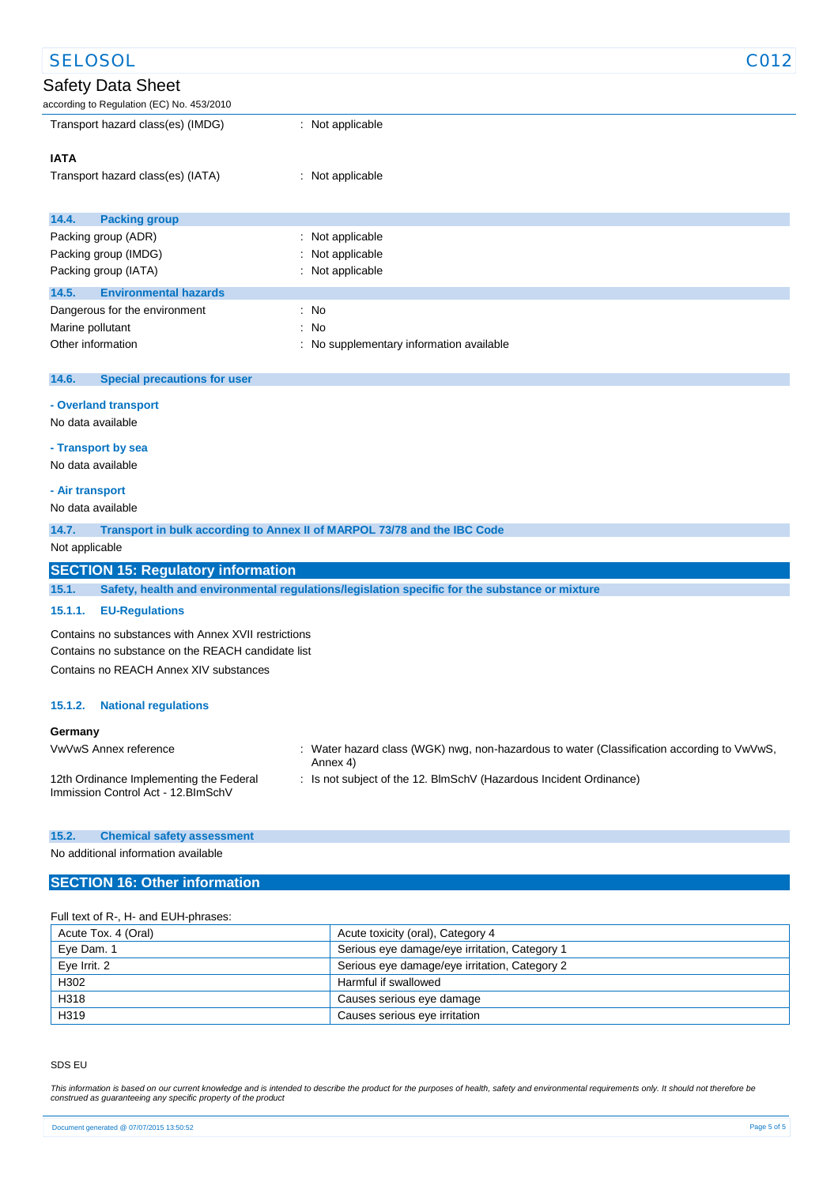Transport hazard class(es) (IMDG) : Not applicable

**IATA**

Transport hazard class(es) (IATA) : Not applicable

### 14.4. Packing group

Packing group (ADR) : Not applicable

Packing group (IMDG) : Not applicable

Packing group (IATA) : Not applicable

### 14.5. Environmental hazards

Dangerous for the environment : No

Marine pollutant : No

Other information : No supplementary information available

### 14.6. Special precautions for user

**- Overland transport**

No data available

**- Transport by sea**

No data available

**- Air transport**

No data available

### 14.7. Transport in bulk according to Annex II of MARPOL 73/78 and the IBC Code

Not applicable

## SECTION 15: Regulatory information

### 15.1. Safety, health and environmental regulations/legislation specific for the substance or mixture

#### 15.1.1. EU-Regulations

Contains no substances with Annex XVII restrictions

Contains no substance on the REACH candidate list

Contains no REACH Annex XIV substances

#### 15.1.2. National regulations

**Germany**

VwVwS Annex reference : Water hazard class (WGK) nwg, non-hazardous to water (Classification according to VwVwS, Annex 4)

12th Ordinance Implementing the Federal Immission Control Act - 12.BImSchV : Is not subject of the 12. BlmSchV (Hazardous Incident Ordinance)

### 15.2. Chemical safety assessment

No additional information available

## SECTION 16: Other information

Full text of R-, H- and EUH-phrases:

| | |
|---|---|
| Acute Tox. 4 (Oral) | Acute toxicity (oral), Category 4 |
| Eye Dam. 1 | Serious eye damage/eye irritation, Category 1 |
| Eye Irrit. 2 | Serious eye damage/eye irritation, Category 2 |
| H302 | Harmful if swallowed |
| H318 | Causes serious eye damage |
| H319 | Causes serious eye irritation |

SDS EU

*This information is based on our current knowledge and is intended to describe the product for the purposes of health, safety and environmental requirements only. It should not therefore be construed as guaranteeing any specific property of the product*